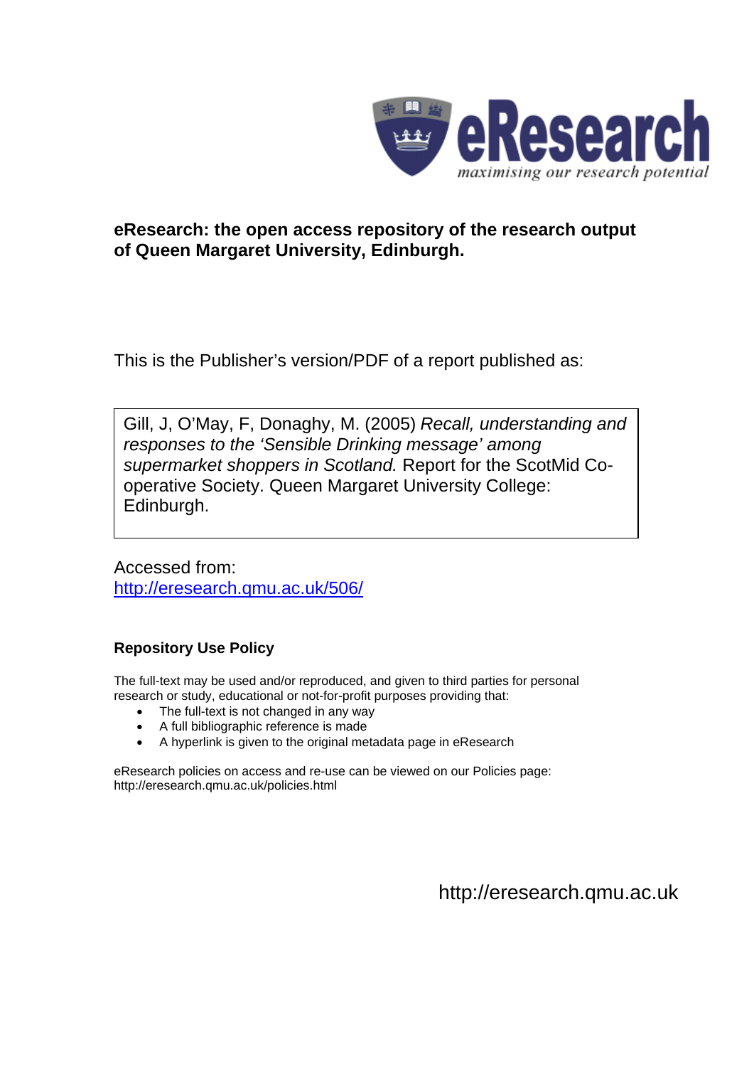eResearch
*maximising our research potential*

**eResearch: the open access repository of the research output of Queen Margaret University, Edinburgh.**

This is the Publisher's version/PDF of a report published as:

Gill, J, O'May, F, Donaghy, M. (2005) *Recall, understanding and responses to the 'Sensible Drinking message' among supermarket shoppers in Scotland.* Report for the ScotMid Co-operative Society. Queen Margaret University College: Edinburgh.

Accessed from:
[http://eresearch.qmu.ac.uk/506/](http://eresearch.qmu.ac.uk/506/)

**Repository Use Policy**

The full-text may be used and/or reproduced, and given to third parties for personal research or study, educational or not-for-profit purposes providing that:

- The full-text is not changed in any way
- A full bibliographic reference is made
- A hyperlink is given to the original metadata page in eResearch

eResearch policies on access and re-use can be viewed on our Policies page:
http://eresearch.qmu.ac.uk/policies.html

http://eresearch.qmu.ac.uk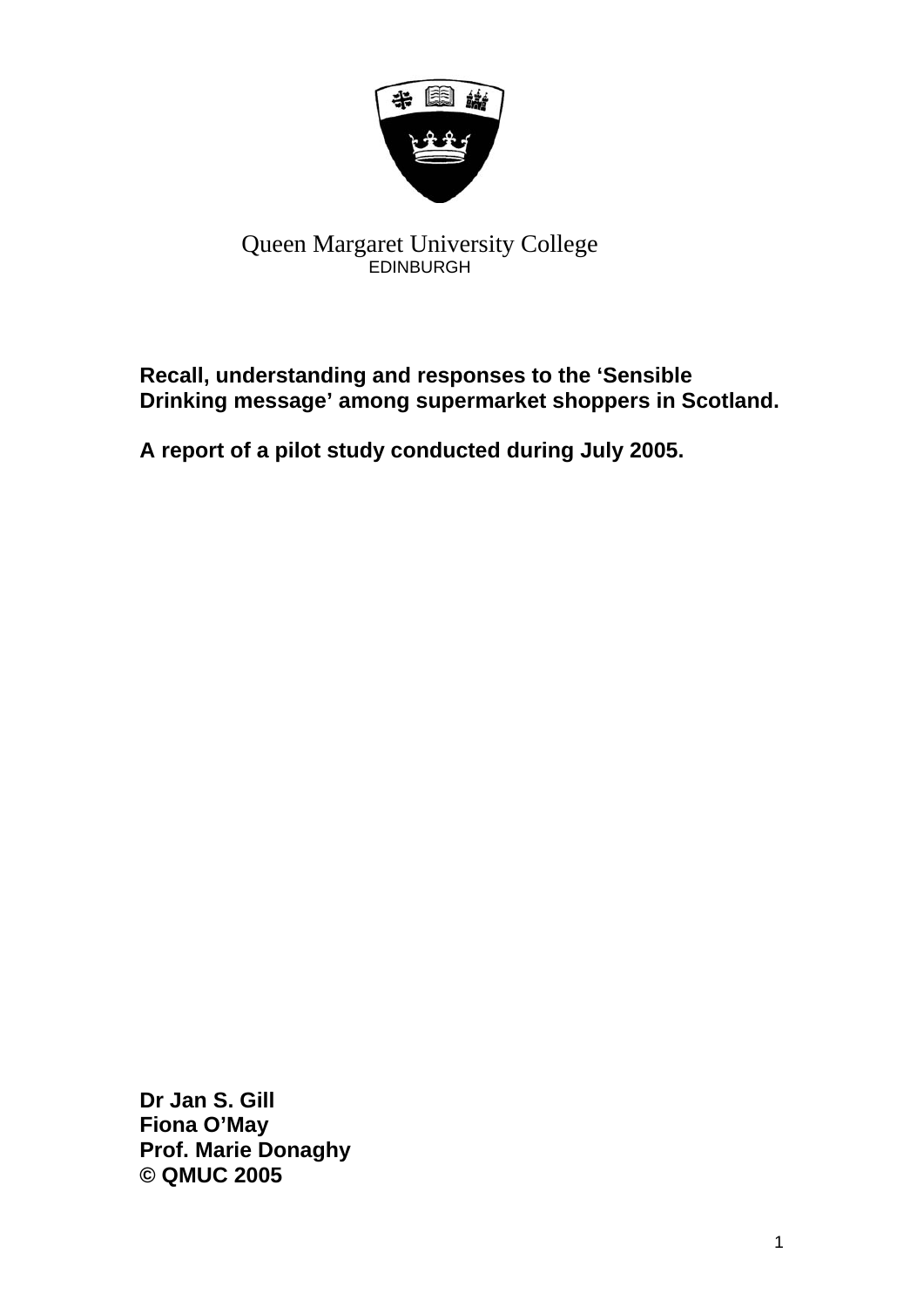Queen Margaret University College
EDINBURGH

**Recall, understanding and responses to the 'Sensible Drinking message' among supermarket shoppers in Scotland.**

**A report of a pilot study conducted during July 2005.**

**Dr Jan S. Gill**
**Fiona O'May**
**Prof. Marie Donaghy**
**© QMUC 2005**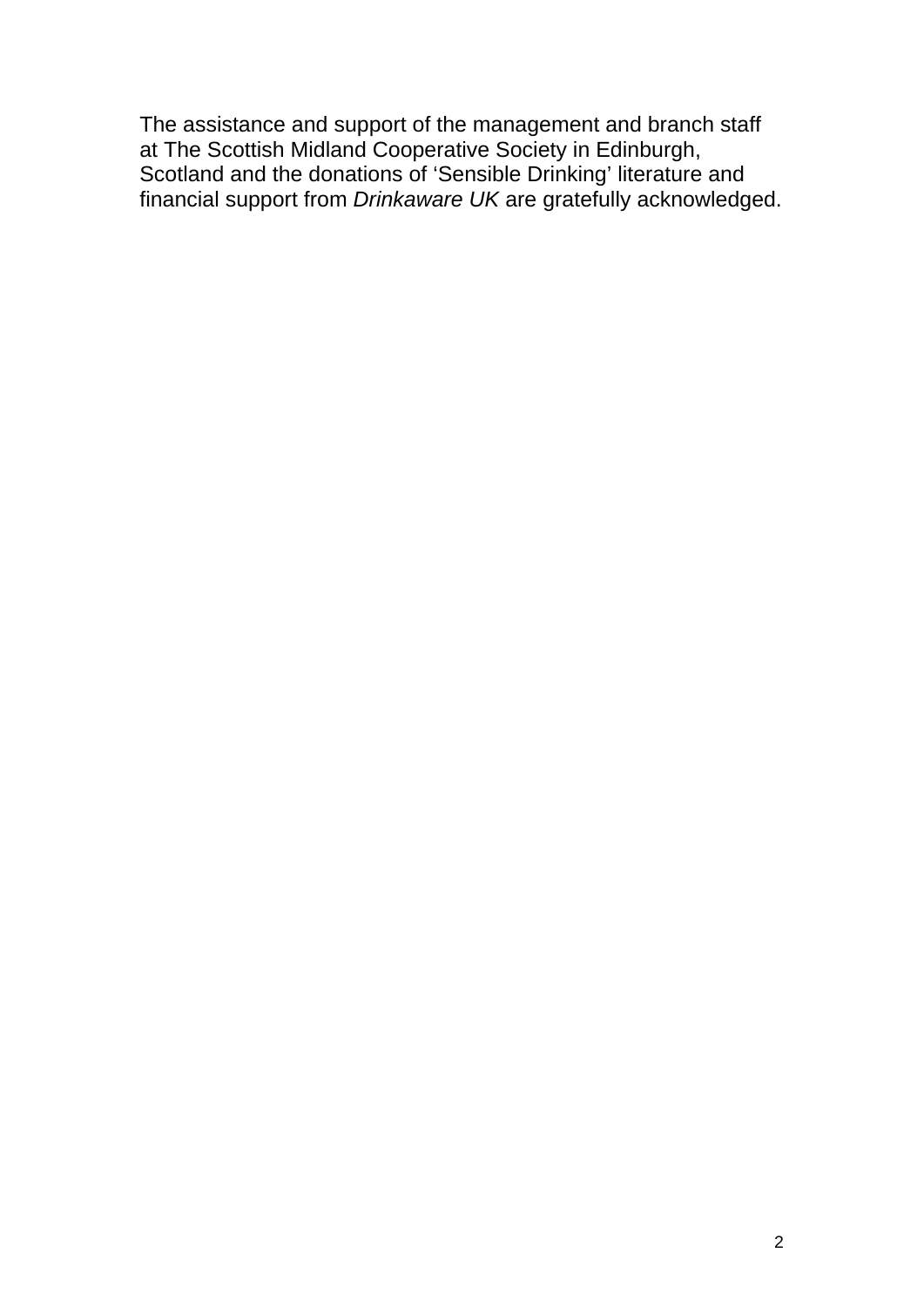The assistance and support of the management and branch staff at The Scottish Midland Cooperative Society in Edinburgh, Scotland and the donations of 'Sensible Drinking' literature and financial support from *Drinkaware UK* are gratefully acknowledged.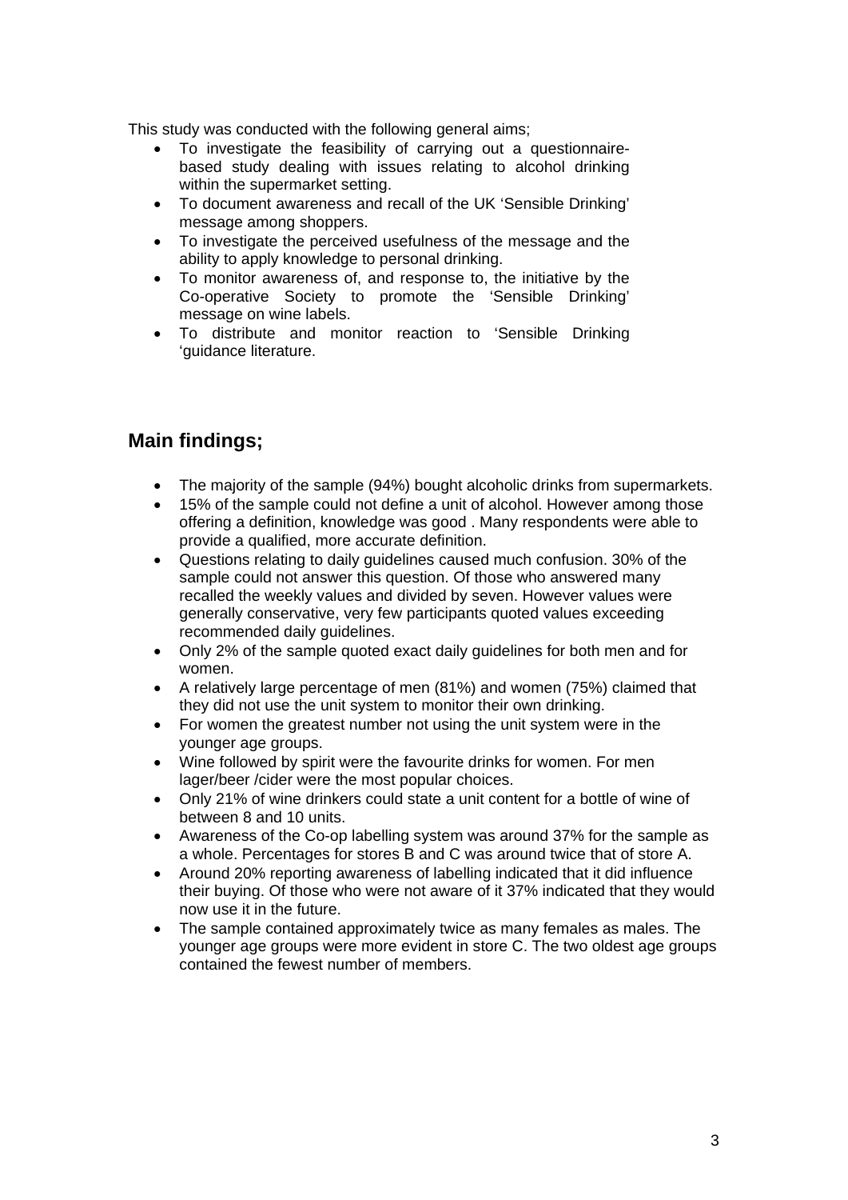This study was conducted with the following general aims;

- To investigate the feasibility of carrying out a questionnaire-based study dealing with issues relating to alcohol drinking within the supermarket setting.
- To document awareness and recall of the UK 'Sensible Drinking' message among shoppers.
- To investigate the perceived usefulness of the message and the ability to apply knowledge to personal drinking.
- To monitor awareness of, and response to, the initiative by the Co-operative Society to promote the 'Sensible Drinking' message on wine labels.
- To distribute and monitor reaction to 'Sensible Drinking 'guidance literature.

## Main findings;

- The majority of the sample (94%) bought alcoholic drinks from supermarkets.
- 15% of the sample could not define a unit of alcohol. However among those offering a definition, knowledge was good . Many respondents were able to provide a qualified, more accurate definition.
- Questions relating to daily guidelines caused much confusion. 30% of the sample could not answer this question. Of those who answered many recalled the weekly values and divided by seven. However values were generally conservative, very few participants quoted values exceeding recommended daily guidelines.
- Only 2% of the sample quoted exact daily guidelines for both men and for women.
- A relatively large percentage of men (81%) and women (75%) claimed that they did not use the unit system to monitor their own drinking.
- For women the greatest number not using the unit system were in the younger age groups.
- Wine followed by spirit were the favourite drinks for women. For men lager/beer /cider were the most popular choices.
- Only 21% of wine drinkers could state a unit content for a bottle of wine of between 8 and 10 units.
- Awareness of the Co-op labelling system was around 37% for the sample as a whole. Percentages for stores B and C was around twice that of store A.
- Around 20% reporting awareness of labelling indicated that it did influence their buying. Of those who were not aware of it 37% indicated that they would now use it in the future.
- The sample contained approximately twice as many females as males. The younger age groups were more evident in store C. The two oldest age groups contained the fewest number of members.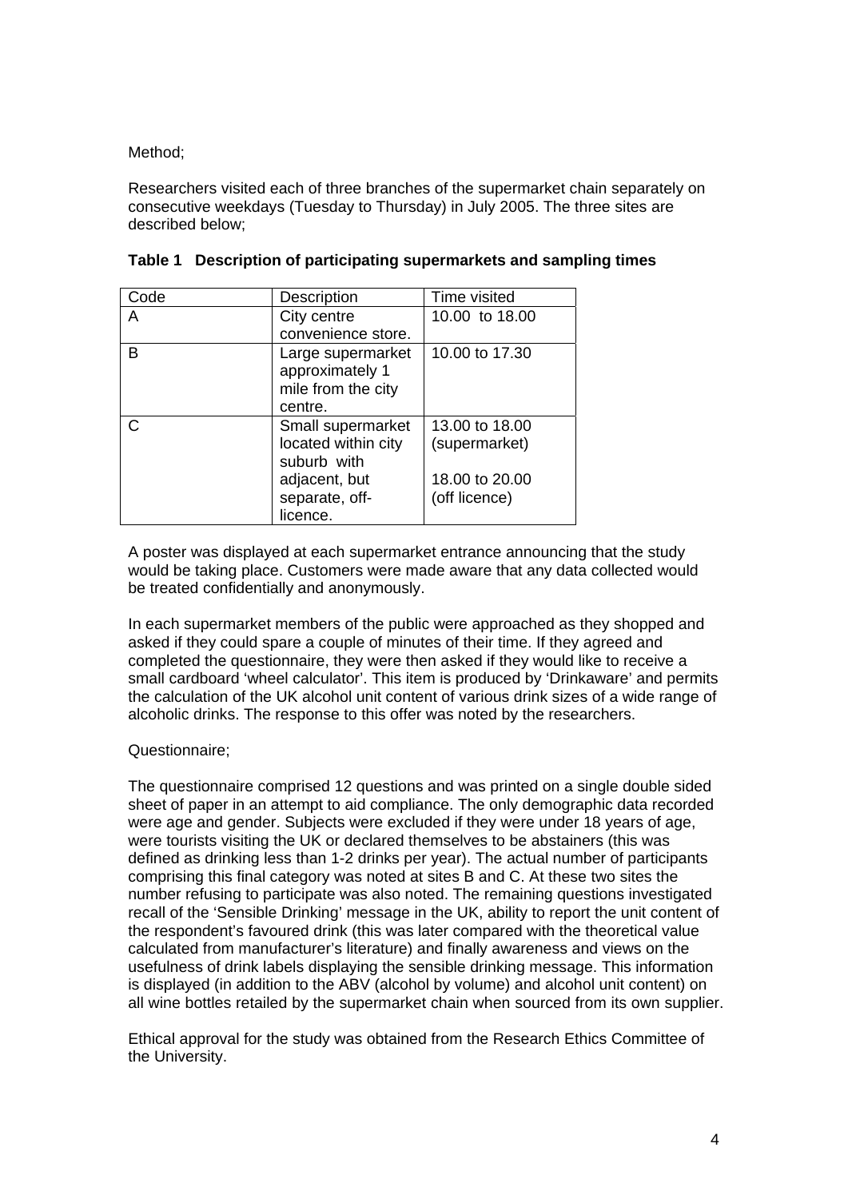Method;

Researchers visited each of three branches of the supermarket chain separately on consecutive weekdays (Tuesday to Thursday) in July 2005. The three sites are described below;

**Table 1 Description of participating supermarkets and sampling times**

| Code | Description | Time visited |
|---|---|---|
| A | City centre convenience store. | 10.00 to 18.00 |
| B | Large supermarket approximately 1 mile from the city centre. | 10.00 to 17.30 |
| C | Small supermarket located within city suburb with adjacent, but separate, off-licence. | 13.00 to 18.00 (supermarket)<br><br>18.00 to 20.00 (off licence) |

A poster was displayed at each supermarket entrance announcing that the study would be taking place. Customers were made aware that any data collected would be treated confidentially and anonymously.

In each supermarket members of the public were approached as they shopped and asked if they could spare a couple of minutes of their time. If they agreed and completed the questionnaire, they were then asked if they would like to receive a small cardboard 'wheel calculator'. This item is produced by 'Drinkaware' and permits the calculation of the UK alcohol unit content of various drink sizes of a wide range of alcoholic drinks. The response to this offer was noted by the researchers.

Questionnaire;

The questionnaire comprised 12 questions and was printed on a single double sided sheet of paper in an attempt to aid compliance. The only demographic data recorded were age and gender. Subjects were excluded if they were under 18 years of age, were tourists visiting the UK or declared themselves to be abstainers (this was defined as drinking less than 1-2 drinks per year). The actual number of participants comprising this final category was noted at sites B and C. At these two sites the number refusing to participate was also noted. The remaining questions investigated recall of the 'Sensible Drinking' message in the UK, ability to report the unit content of the respondent's favoured drink (this was later compared with the theoretical value calculated from manufacturer's literature) and finally awareness and views on the usefulness of drink labels displaying the sensible drinking message. This information is displayed (in addition to the ABV (alcohol by volume) and alcohol unit content) on all wine bottles retailed by the supermarket chain when sourced from its own supplier.

Ethical approval for the study was obtained from the Research Ethics Committee of the University.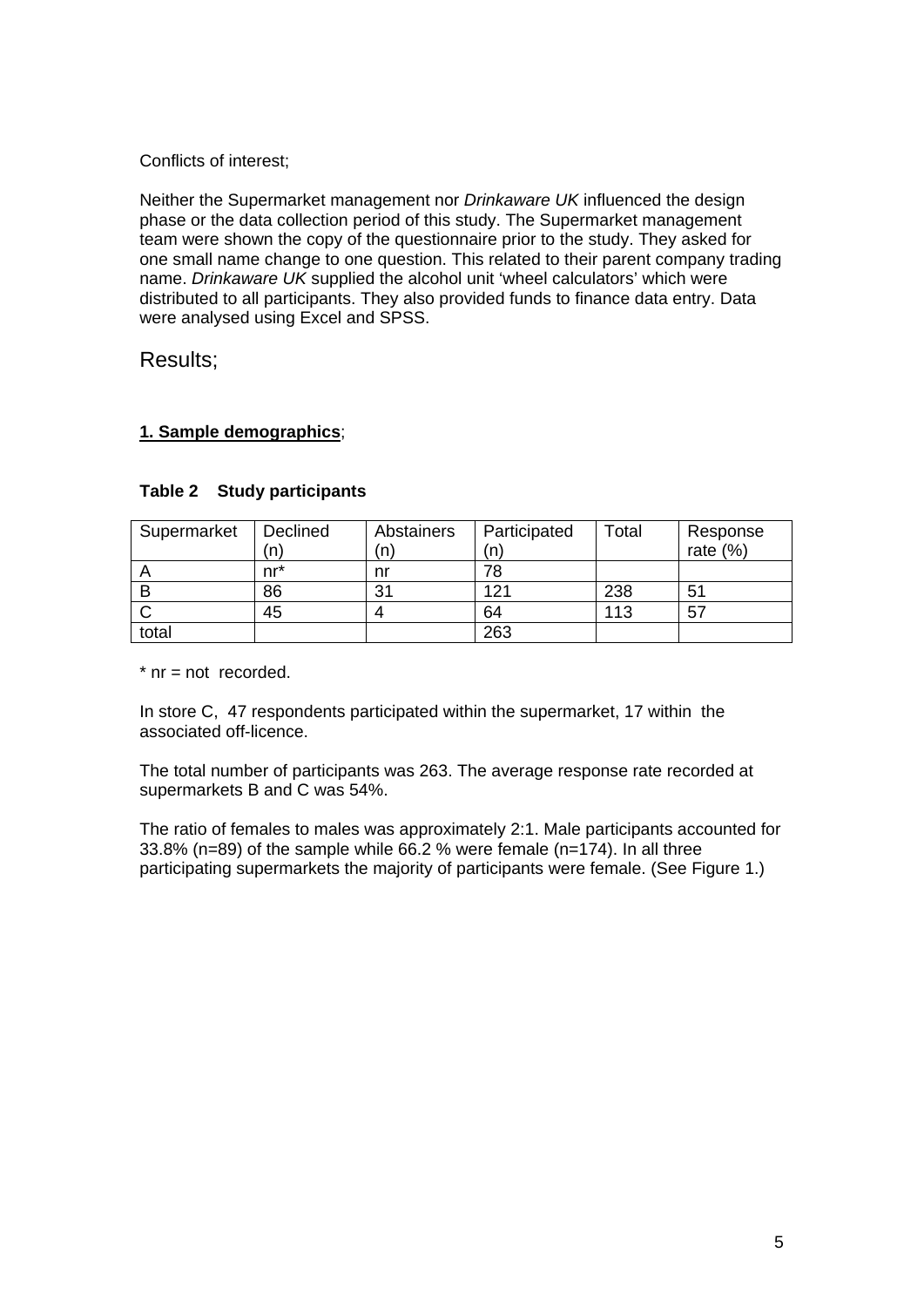Conflicts of interest;

Neither the Supermarket management nor *Drinkaware UK* influenced the design phase or the data collection period of this study. The Supermarket management team were shown the copy of the questionnaire prior to the study. They asked for one small name change to one question. This related to their parent company trading name. *Drinkaware UK* supplied the alcohol unit 'wheel calculators' which were distributed to all participants. They also provided funds to finance data entry. Data were analysed using Excel and SPSS.

# Results;

**1. Sample demographics**;

**Table 2 Study participants**

| Supermarket | Declined (n) | Abstainers (n) | Participated (n) | Total | Response rate (%) |
|---|---|---|---|---|---|
| A | nr* | nr | 78 | | |
| B | 86 | 31 | 121 | 238 | 51 |
| C | 45 | 4 | 64 | 113 | 57 |
| total | | | 263 | | |

* nr = not recorded.

In store C, 47 respondents participated within the supermarket, 17 within the associated off-licence.

The total number of participants was 263. The average response rate recorded at supermarkets B and C was 54%.

The ratio of females to males was approximately 2:1. Male participants accounted for 33.8% (n=89) of the sample while 66.2 % were female (n=174). In all three participating supermarkets the majority of participants were female. (See Figure 1.)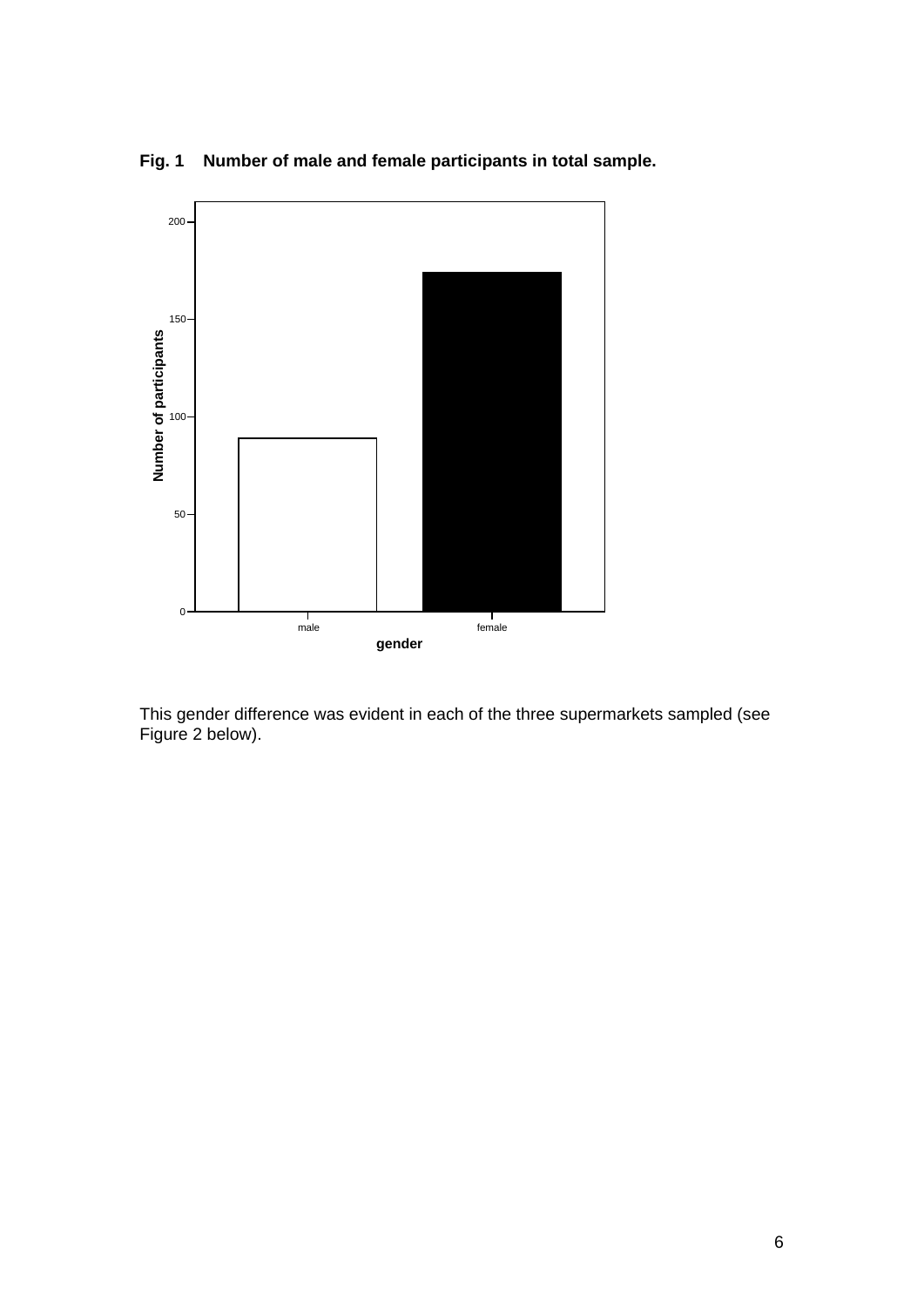**Fig. 1 Number of male and female participants in total sample.**

This gender difference was evident in each of the three supermarkets sampled (see Figure 2 below).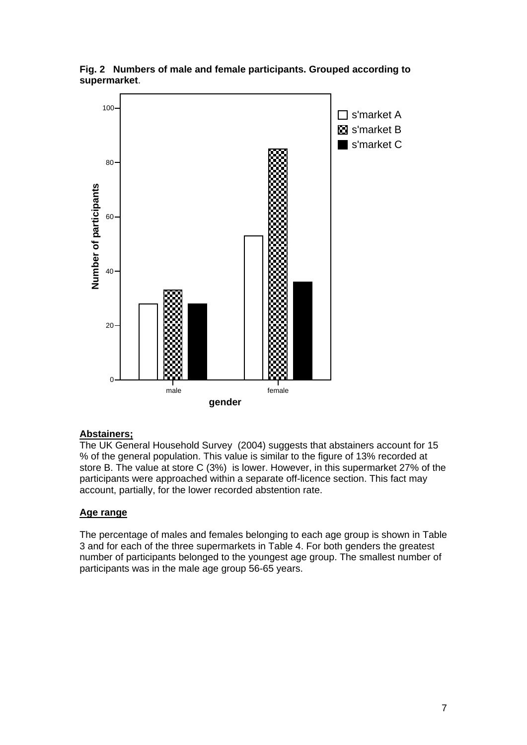**Fig. 2 Numbers of male and female participants. Grouped according to supermarket**.

**Abstainers;**

The UK General Household Survey (2004) suggests that abstainers account for 15 % of the general population. This value is similar to the figure of 13% recorded at store B. The value at store C (3%) is lower. However, in this supermarket 27% of the participants were approached within a separate off-licence section. This fact may account, partially, for the lower recorded abstention rate.

**Age range**

The percentage of males and females belonging to each age group is shown in Table 3 and for each of the three supermarkets in Table 4. For both genders the greatest number of participants belonged to the youngest age group. The smallest number of participants was in the male age group 56-65 years.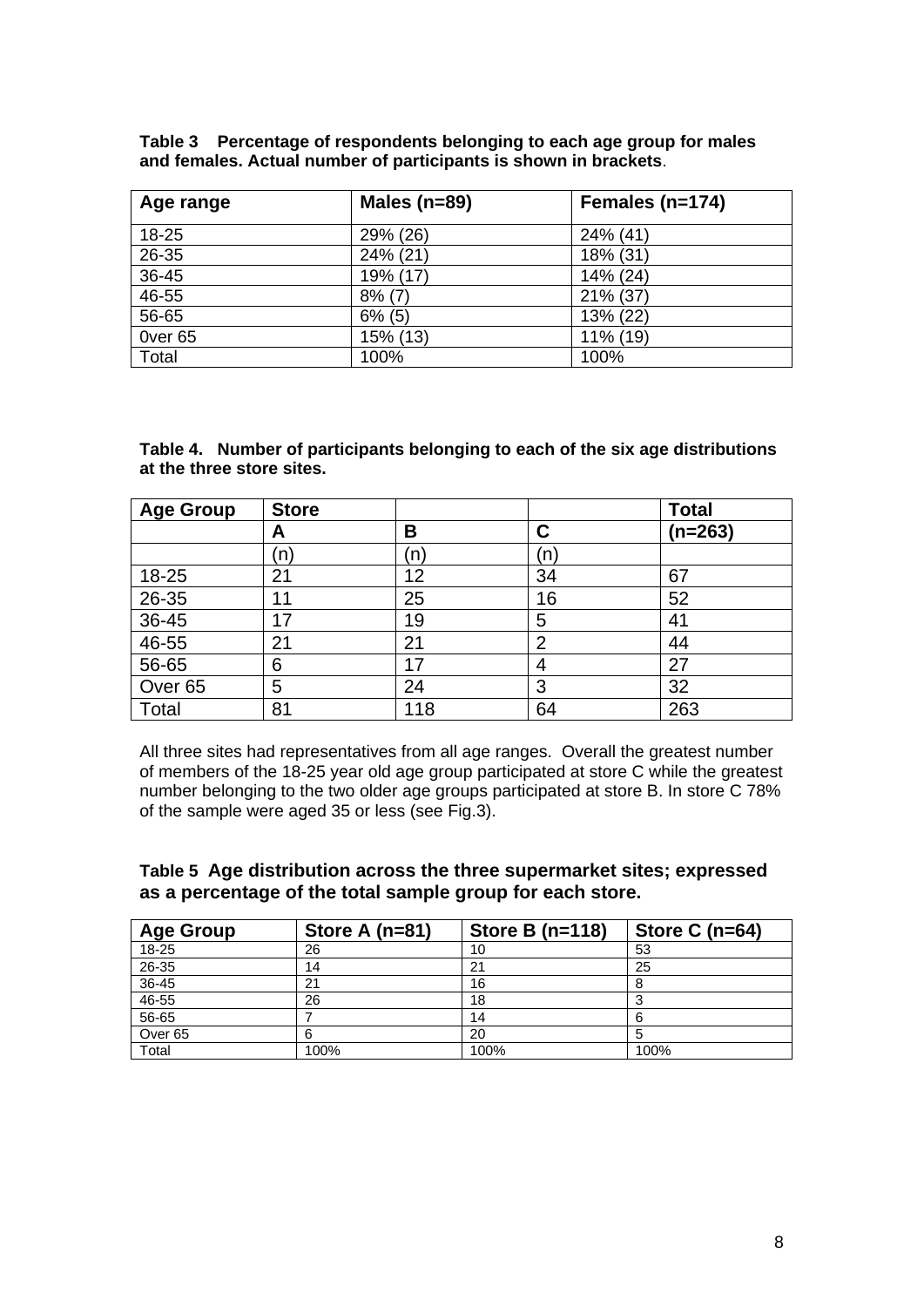**Table 3 Percentage of respondents belonging to each age group for males and females. Actual number of participants is shown in brackets**.

| Age range | Males (n=89) | Females (n=174) |
|---|---|---|
| 18-25 | 29% (26) | 24% (41) |
| 26-35 | 24% (21) | 18% (31) |
| 36-45 | 19% (17) | 14% (24) |
| 46-55 | 8% (7) | 21% (37) |
| 56-65 | 6% (5) | 13% (22) |
| 0ver 65 | 15% (13) | 11% (19) |
| Total | 100% | 100% |

**Table 4. Number of participants belonging to each of the six age distributions at the three store sites.**

| Age Group | Store | | | Total |
|---|---|---|---|---|
| | A | B | C | (n=263) |
| | (n) | (n) | (n) | |
| 18-25 | 21 | 12 | 34 | 67 |
| 26-35 | 11 | 25 | 16 | 52 |
| 36-45 | 17 | 19 | 5 | 41 |
| 46-55 | 21 | 21 | 2 | 44 |
| 56-65 | 6 | 17 | 4 | 27 |
| Over 65 | 5 | 24 | 3 | 32 |
| Total | 81 | 118 | 64 | 263 |

All three sites had representatives from all age ranges. Overall the greatest number of members of the 18-25 year old age group participated at store C while the greatest number belonging to the two older age groups participated at store B. In store C 78% of the sample were aged 35 or less (see Fig.3).

**Table 5 Age distribution across the three supermarket sites; expressed as a percentage of the total sample group for each store.**

| Age Group | Store A (n=81) | Store B (n=118) | Store C (n=64) |
|---|---|---|---|
| 18-25 | 26 | 10 | 53 |
| 26-35 | 14 | 21 | 25 |
| 36-45 | 21 | 16 | 8 |
| 46-55 | 26 | 18 | 3 |
| 56-65 | 7 | 14 | 6 |
| Over 65 | 6 | 20 | 5 |
| Total | 100% | 100% | 100% |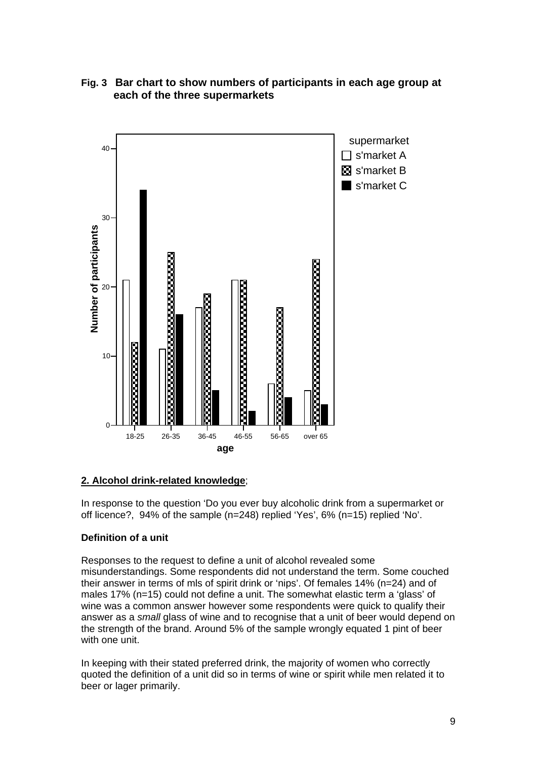**Fig. 3 Bar chart to show numbers of participants in each age group at each of the three supermarkets**

## 2. Alcohol drink-related knowledge;

In response to the question 'Do you ever buy alcoholic drink from a supermarket or off licence?, 94% of the sample (n=248) replied 'Yes', 6% (n=15) replied 'No'.

### Definition of a unit

Responses to the request to define a unit of alcohol revealed some misunderstandings. Some respondents did not understand the term. Some couched their answer in terms of mls of spirit drink or 'nips'. Of females 14% (n=24) and of males 17% (n=15) could not define a unit. The somewhat elastic term a 'glass' of wine was a common answer however some respondents were quick to qualify their answer as a *small* glass of wine and to recognise that a unit of beer would depend on the strength of the brand. Around 5% of the sample wrongly equated 1 pint of beer with one unit.

In keeping with their stated preferred drink, the majority of women who correctly quoted the definition of a unit did so in terms of wine or spirit while men related it to beer or lager primarily.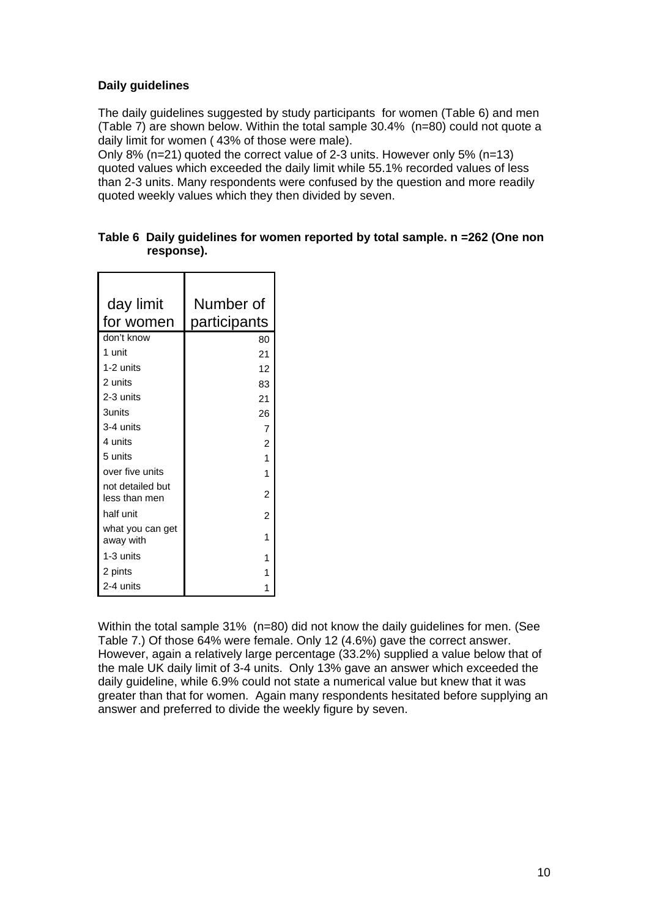**Daily guidelines**

The daily guidelines suggested by study participants for women (Table 6) and men (Table 7) are shown below. Within the total sample 30.4% (n=80) could not quote a daily limit for women ( 43% of those were male).
Only 8% (n=21) quoted the correct value of 2-3 units. However only 5% (n=13) quoted values which exceeded the daily limit while 55.1% recorded values of less than 2-3 units. Many respondents were confused by the question and more readily quoted weekly values which they then divided by seven.

**Table 6 Daily guidelines for women reported by total sample. n =262 (One non response).**

| day limit for women | Number of participants |
|---|---|
| don't know | 80 |
| 1 unit | 21 |
| 1-2 units | 12 |
| 2 units | 83 |
| 2-3 units | 21 |
| 3units | 26 |
| 3-4 units | 7 |
| 4 units | 2 |
| 5 units | 1 |
| over five units | 1 |
| not detailed but less than men | 2 |
| half unit | 2 |
| what you can get away with | 1 |
| 1-3 units | 1 |
| 2 pints | 1 |
| 2-4 units | 1 |

Within the total sample 31% (n=80) did not know the daily guidelines for men. (See Table 7.) Of those 64% were female. Only 12 (4.6%) gave the correct answer. However, again a relatively large percentage (33.2%) supplied a value below that of the male UK daily limit of 3-4 units. Only 13% gave an answer which exceeded the daily guideline, while 6.9% could not state a numerical value but knew that it was greater than that for women. Again many respondents hesitated before supplying an answer and preferred to divide the weekly figure by seven.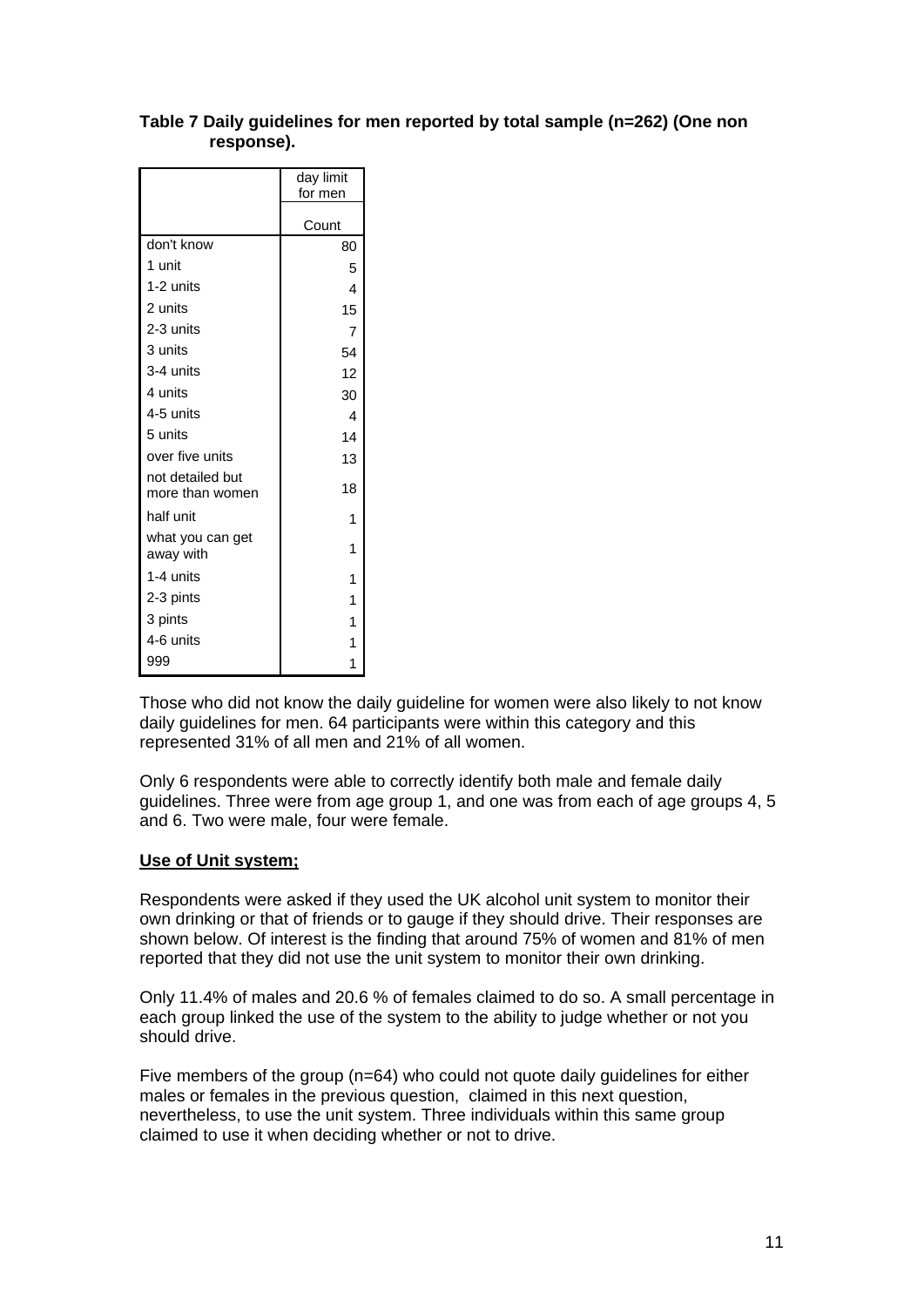**Table 7 Daily guidelines for men reported by total sample (n=262) (One non response).**

| | day limit for men |
|---|---|
| | Count |
| don't know | 80 |
| 1 unit | 5 |
| 1-2 units | 4 |
| 2 units | 15 |
| 2-3 units | 7 |
| 3 units | 54 |
| 3-4 units | 12 |
| 4 units | 30 |
| 4-5 units | 4 |
| 5 units | 14 |
| over five units | 13 |
| not detailed but more than women | 18 |
| half unit | 1 |
| what you can get away with | 1 |
| 1-4 units | 1 |
| 2-3 pints | 1 |
| 3 pints | 1 |
| 4-6 units | 1 |
| 999 | 1 |

Those who did not know the daily guideline for women were also likely to not know daily guidelines for men. 64 participants were within this category and this represented 31% of all men and 21% of all women.

Only 6 respondents were able to correctly identify both male and female daily guidelines. Three were from age group 1, and one was from each of age groups 4, 5 and 6. Two were male, four were female.

**Use of Unit system;**

Respondents were asked if they used the UK alcohol unit system to monitor their own drinking or that of friends or to gauge if they should drive. Their responses are shown below. Of interest is the finding that around 75% of women and 81% of men reported that they did not use the unit system to monitor their own drinking.

Only 11.4% of males and 20.6 % of females claimed to do so. A small percentage in each group linked the use of the system to the ability to judge whether or not you should drive.

Five members of the group (n=64) who could not quote daily guidelines for either males or females in the previous question, claimed in this next question, nevertheless, to use the unit system. Three individuals within this same group claimed to use it when deciding whether or not to drive.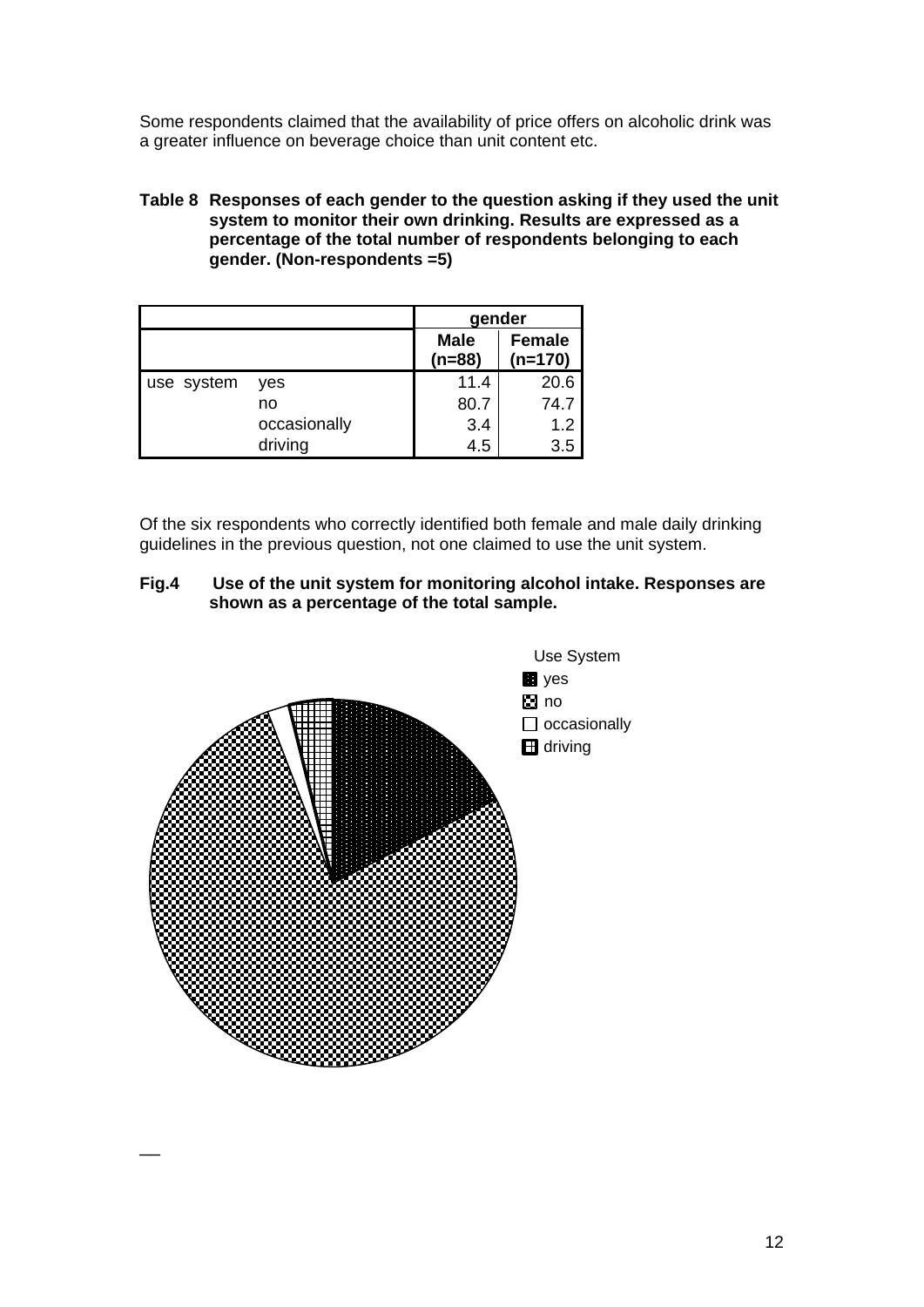Some respondents claimed that the availability of price offers on alcoholic drink was a greater influence on beverage choice than unit content etc.

**Table 8 Responses of each gender to the question asking if they used the unit system to monitor their own drinking. Results are expressed as a percentage of the total number of respondents belonging to each gender. (Non-respondents =5)**

| | | gender | |
|---|---|---|---|
| | | **Male (n=88)** | **Female (n=170)** |
| use system | yes | 11.4 | 20.6 |
| | no | 80.7 | 74.7 |
| | occasionally | 3.4 | 1.2 |
| | driving | 4.5 | 3.5 |

Of the six respondents who correctly identified both female and male daily drinking guidelines in the previous question, not one claimed to use the unit system.

**Fig.4 Use of the unit system for monitoring alcohol intake. Responses are shown as a percentage of the total sample.**

Use System

- yes
- no
- occasionally
- driving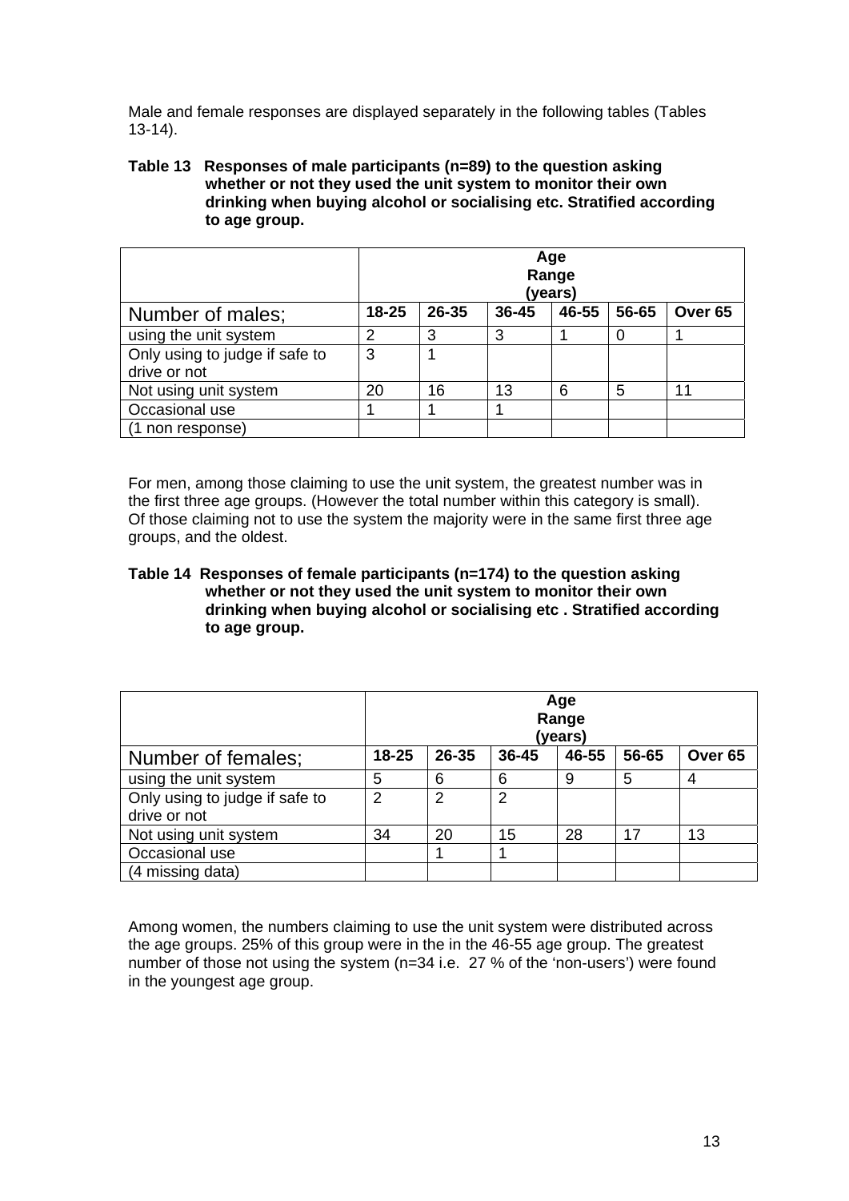Male and female responses are displayed separately in the following tables (Tables 13-14).

**Table 13 Responses of male participants (n=89) to the question asking whether or not they used the unit system to monitor their own drinking when buying alcohol or socialising etc. Stratified according to age group.**

| | Age Range (years) | | | | | |
|---|---|---|---|---|---|---|
| Number of males; | **18-25** | **26-35** | **36-45** | **46-55** | **56-65** | **Over 65** |
| using the unit system | 2 | 3 | 3 | 1 | 0 | 1 |
| Only using to judge if safe to drive or not | 3 | 1 | | | | |
| Not using unit system | 20 | 16 | 13 | 6 | 5 | 11 |
| Occasional use | 1 | 1 | 1 | | | |
| (1 non response) | | | | | | |

For men, among those claiming to use the unit system, the greatest number was in the first three age groups. (However the total number within this category is small). Of those claiming not to use the system the majority were in the same first three age groups, and the oldest.

**Table 14 Responses of female participants (n=174) to the question asking whether or not they used the unit system to monitor their own drinking when buying alcohol or socialising etc . Stratified according to age group.**

| | Age Range (years) | | | | | |
|---|---|---|---|---|---|---|
| Number of females; | **18-25** | **26-35** | **36-45** | **46-55** | **56-65** | **Over 65** |
| using the unit system | 5 | 6 | 6 | 9 | 5 | 4 |
| Only using to judge if safe to drive or not | 2 | 2 | 2 | | | |
| Not using unit system | 34 | 20 | 15 | 28 | 17 | 13 |
| Occasional use | | 1 | 1 | | | |
| (4 missing data) | | | | | | |

Among women, the numbers claiming to use the unit system were distributed across the age groups. 25% of this group were in the in the 46-55 age group. The greatest number of those not using the system (n=34 i.e. 27 % of the 'non-users') were found in the youngest age group.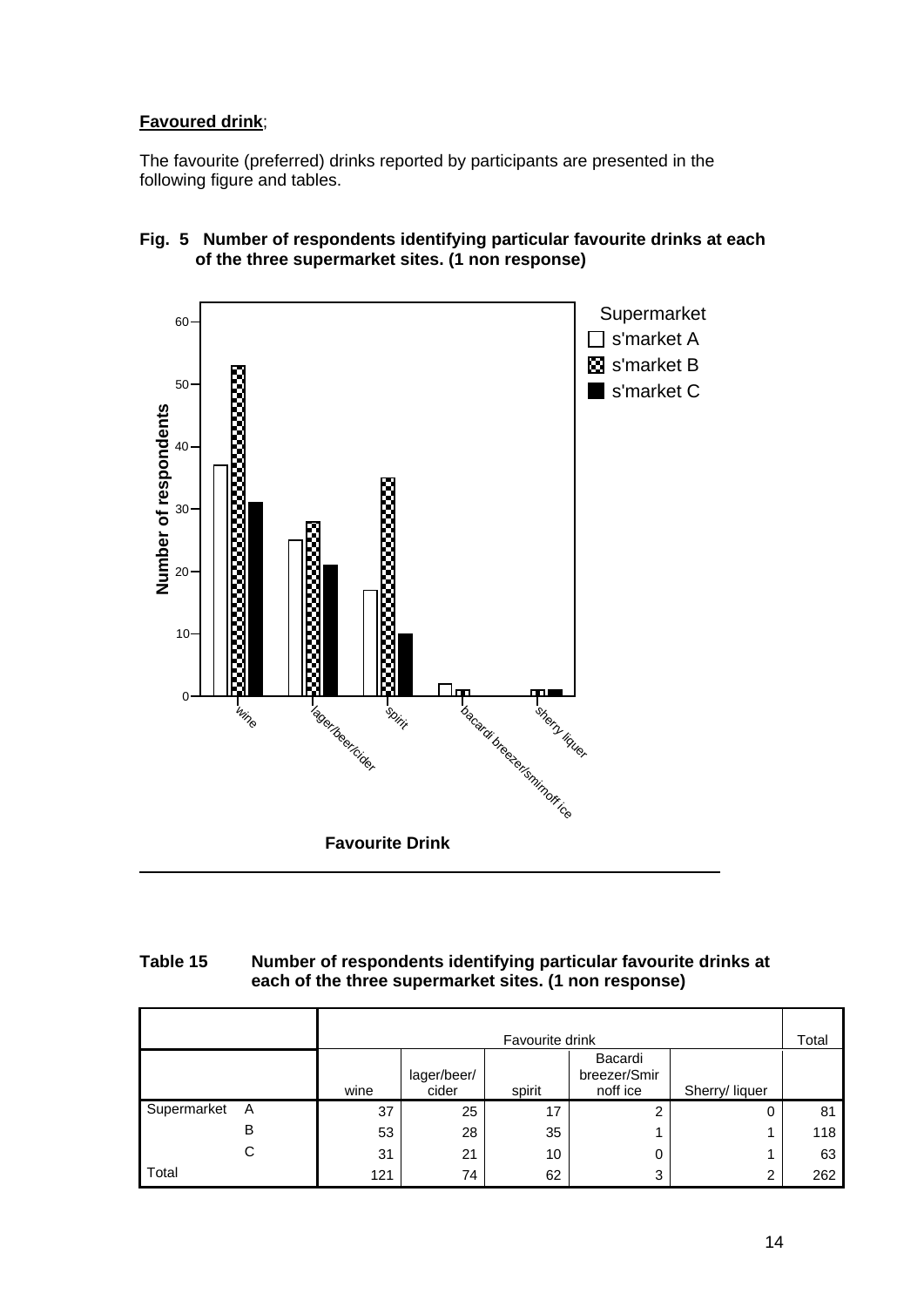**Favoured drink**;

The favourite (preferred) drinks reported by participants are presented in the following figure and tables.

**Fig. 5 Number of respondents identifying particular favourite drinks at each of the three supermarket sites. (1 non response)**

**Table 15 Number of respondents identifying particular favourite drinks at each of the three supermarket sites. (1 non response)**

| | | Favourite drink | | | | | Total |
|---|---|---|---|---|---|---|---|
| | | wine | lager/beer/ cider | spirit | Bacardi breezer/Smirnoff ice | Sherry/ liquer | |
| Supermarket | A | 37 | 25 | 17 | 2 | 0 | 81 |
| | B | 53 | 28 | 35 | 1 | 1 | 118 |
| | C | 31 | 21 | 10 | 0 | 1 | 63 |
| Total | | 121 | 74 | 62 | 3 | 2 | 262 |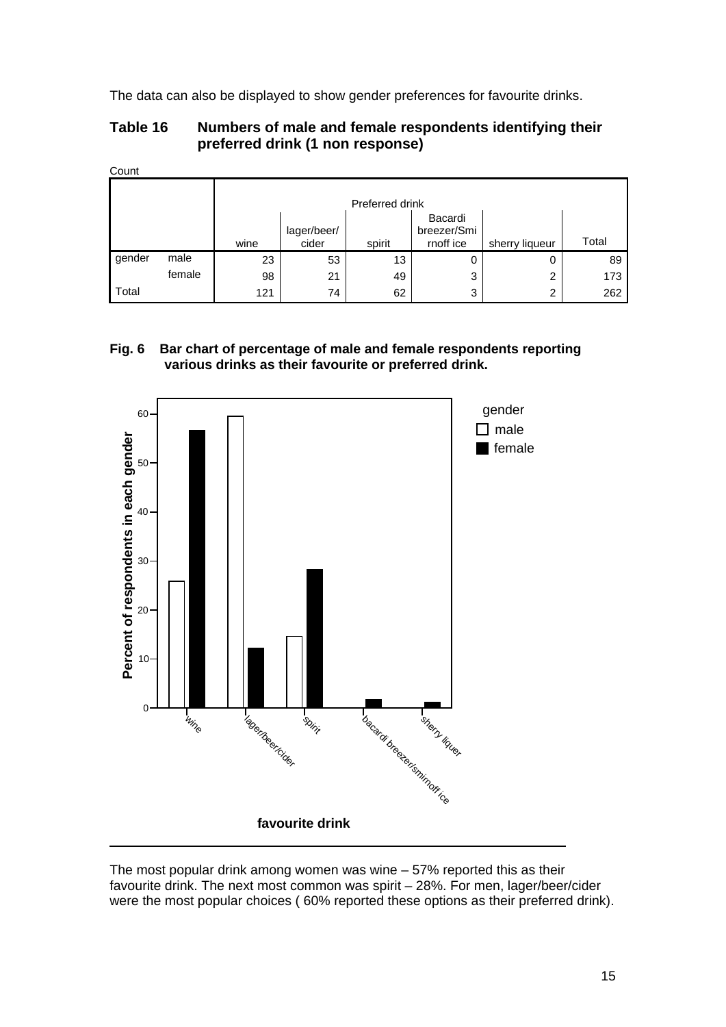The data can also be displayed to show gender preferences for favourite drinks.

**Table 16 Numbers of male and female respondents identifying their preferred drink (1 non response)**

Count

| | | Preferred drink | | | | | |
|---|---|---|---|---|---|---|---|
| | | wine | lager/beer/ cider | spirit | Bacardi breezer/Smirnoff ice | sherry liqueur | Total |
| gender | male | 23 | 53 | 13 | 0 | 0 | 89 |
| | female | 98 | 21 | 49 | 3 | 2 | 173 |
| Total | | 121 | 74 | 62 | 3 | 2 | 262 |

**Fig. 6 Bar chart of percentage of male and female respondents reporting various drinks as their favourite or preferred drink.**

The most popular drink among women was wine – 57% reported this as their favourite drink. The next most common was spirit – 28%. For men, lager/beer/cider were the most popular choices ( 60% reported these options as their preferred drink).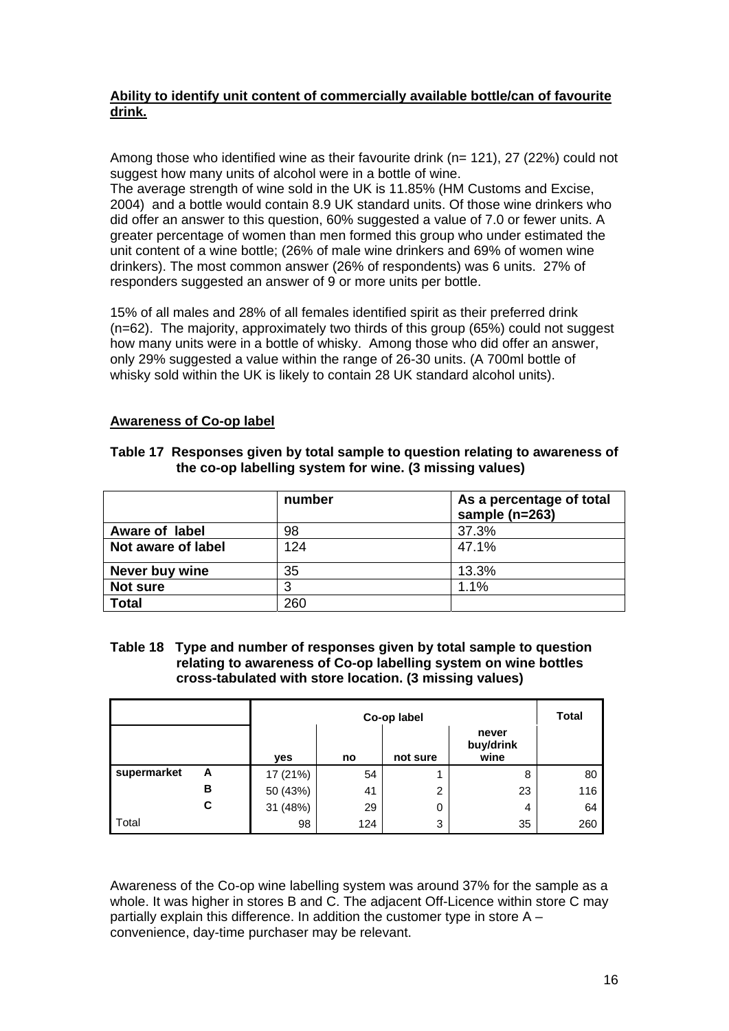**Ability to identify unit content of commercially available bottle/can of favourite drink.**

Among those who identified wine as their favourite drink (n= 121), 27 (22%) could not suggest how many units of alcohol were in a bottle of wine.
The average strength of wine sold in the UK is 11.85% (HM Customs and Excise, 2004) and a bottle would contain 8.9 UK standard units. Of those wine drinkers who did offer an answer to this question, 60% suggested a value of 7.0 or fewer units. A greater percentage of women than men formed this group who under estimated the unit content of a wine bottle; (26% of male wine drinkers and 69% of women wine drinkers). The most common answer (26% of respondents) was 6 units. 27% of responders suggested an answer of 9 or more units per bottle.

15% of all males and 28% of all females identified spirit as their preferred drink (n=62). The majority, approximately two thirds of this group (65%) could not suggest how many units were in a bottle of whisky. Among those who did offer an answer, only 29% suggested a value within the range of 26-30 units. (A 700ml bottle of whisky sold within the UK is likely to contain 28 UK standard alcohol units).

**Awareness of Co-op label**

**Table 17 Responses given by total sample to question relating to awareness of the co-op labelling system for wine. (3 missing values)**

| | number | As a percentage of total sample (n=263) |
|---|---|---|
| **Aware of label** | 98 | 37.3% |
| **Not aware of label** | 124 | 47.1% |
| **Never buy wine** | 35 | 13.3% |
| **Not sure** | 3 | 1.1% |
| **Total** | 260 | |

**Table 18 Type and number of responses given by total sample to question relating to awareness of Co-op labelling system on wine bottles cross-tabulated with store location. (3 missing values)**

| | | Co-op label | | | | Total |
|---|---|---|---|---|---|---|
| | | **yes** | **no** | **not sure** | **never buy/drink wine** | |
| **supermarket** | **A** | 17 (21%) | 54 | 1 | 8 | 80 |
| | **B** | 50 (43%) | 41 | 2 | 23 | 116 |
| | **C** | 31 (48%) | 29 | 0 | 4 | 64 |
| Total | | 98 | 124 | 3 | 35 | 260 |

Awareness of the Co-op wine labelling system was around 37% for the sample as a whole. It was higher in stores B and C. The adjacent Off-Licence within store C may partially explain this difference. In addition the customer type in store A – convenience, day-time purchaser may be relevant.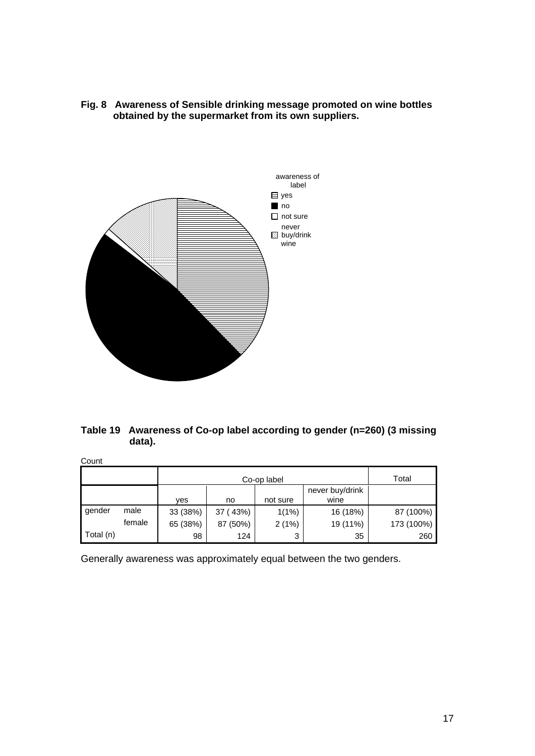**Fig. 8 Awareness of Sensible drinking message promoted on wine bottles obtained by the supermarket from its own suppliers.**

**Table 19 Awareness of Co-op label according to gender (n=260) (3 missing data).**

Count

| | | Co-op label | | | | Total |
|---|---|---|---|---|---|---|
| | | yes | no | not sure | never buy/drink wine | |
| gender | male | 33 (38%) | 37 ( 43%) | 1(1%) | 16 (18%) | 87 (100%) |
| | female | 65 (38%) | 87 (50%) | 2 (1%) | 19 (11%) | 173 (100%) |
| Total (n) | | 98 | 124 | 3 | 35 | 260 |

Generally awareness was approximately equal between the two genders.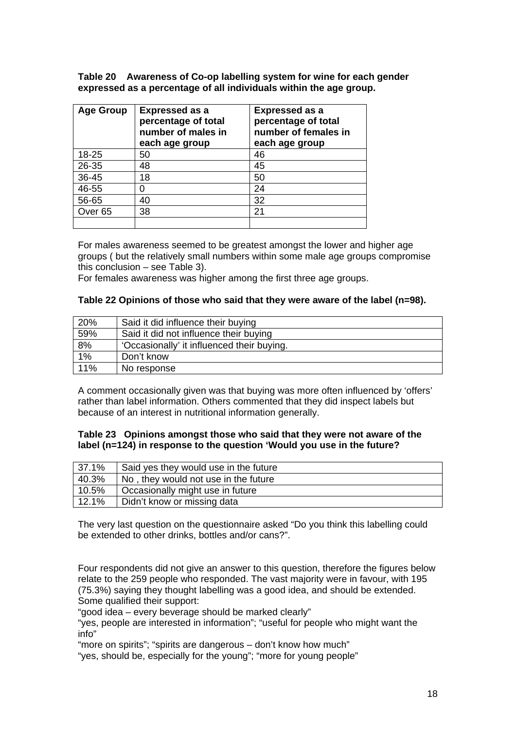**Table 20 Awareness of Co-op labelling system for wine for each gender expressed as a percentage of all individuals within the age group.**

| Age Group | Expressed as a percentage of total number of males in each age group | Expressed as a percentage of total number of females in each age group |
|---|---|---|
| 18-25 | 50 | 46 |
| 26-35 | 48 | 45 |
| 36-45 | 18 | 50 |
| 46-55 | 0 | 24 |
| 56-65 | 40 | 32 |
| Over 65 | 38 | 21 |
| | | |

For males awareness seemed to be greatest amongst the lower and higher age groups ( but the relatively small numbers within some male age groups compromise this conclusion – see Table 3).
For females awareness was higher among the first three age groups.

**Table 22 Opinions of those who said that they were aware of the label (n=98).**

| | |
|---|---|
| 20% | Said it did influence their buying |
| 59% | Said it did not influence their buying |
| 8% | 'Occasionally' it influenced their buying. |
| 1% | Don't know |
| 11% | No response |

A comment occasionally given was that buying was more often influenced by 'offers' rather than label information. Others commented that they did inspect labels but because of an interest in nutritional information generally.

**Table 23 Opinions amongst those who said that they were not aware of the label (n=124) in response to the question 'Would you use in the future?**

| | |
|---|---|
| 37.1% | Said yes they would use in the future |
| 40.3% | No , they would not use in the future |
| 10.5% | Occasionally might use in future |
| 12.1% | Didn't know or missing data |

The very last question on the questionnaire asked "Do you think this labelling could be extended to other drinks, bottles and/or cans?".

Four respondents did not give an answer to this question, therefore the figures below relate to the 259 people who responded. The vast majority were in favour, with 195 (75.3%) saying they thought labelling was a good idea, and should be extended. Some qualified their support:
"good idea – every beverage should be marked clearly"
"yes, people are interested in information"; "useful for people who might want the info"
"more on spirits"; "spirits are dangerous – don't know how much"
"yes, should be, especially for the young"; "more for young people"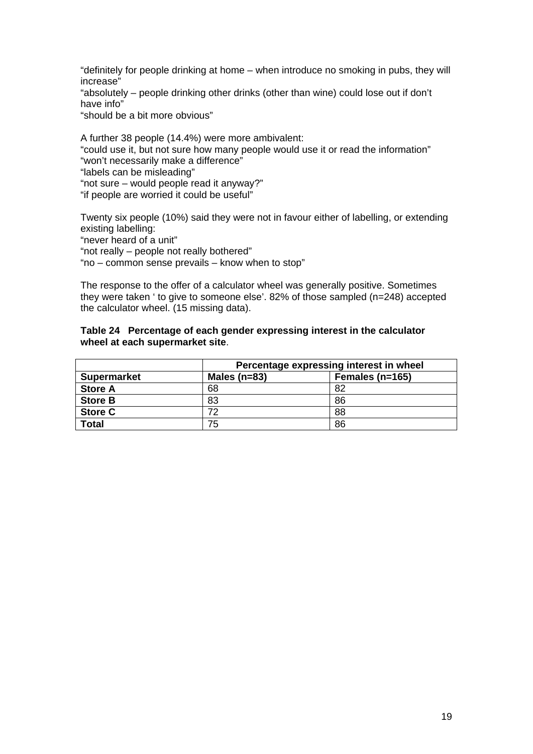"definitely for people drinking at home – when introduce no smoking in pubs, they will increase"
"absolutely – people drinking other drinks (other than wine) could lose out if don't have info"
"should be a bit more obvious"

A further 38 people (14.4%) were more ambivalent:
"could use it, but not sure how many people would use it or read the information"
"won't necessarily make a difference"
"labels can be misleading"
"not sure – would people read it anyway?"
"if people are worried it could be useful"

Twenty six people (10%) said they were not in favour either of labelling, or extending existing labelling:
"never heard of a unit"
"not really – people not really bothered"
"no – common sense prevails – know when to stop"

The response to the offer of a calculator wheel was generally positive. Sometimes they were taken ' to give to someone else'. 82% of those sampled (n=248) accepted the calculator wheel. (15 missing data).

**Table 24 Percentage of each gender expressing interest in the calculator wheel at each supermarket site**.

| | **Percentage expressing interest in wheel** | |
|---|---|---|
| **Supermarket** | **Males (n=83)** | **Females (n=165)** |
| **Store A** | 68 | 82 |
| **Store B** | 83 | 86 |
| **Store C** | 72 | 88 |
| **Total** | 75 | 86 |